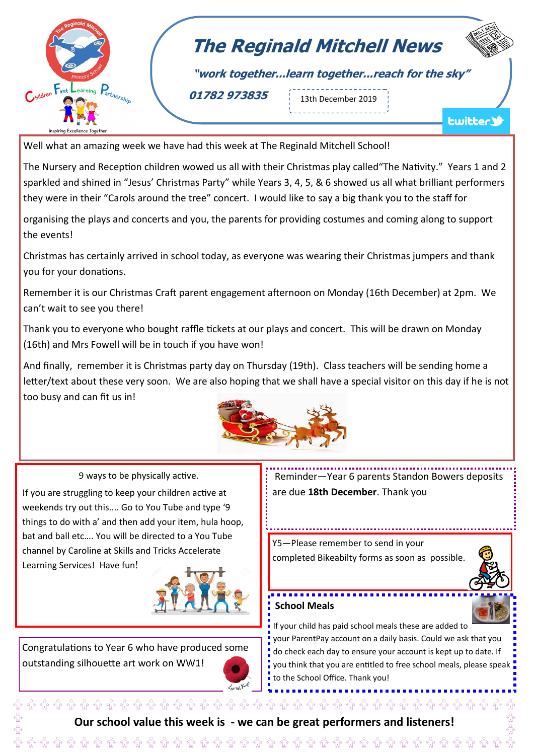# The Reginald Mitchell News

*"work together...learn together...reach for the sky"*

**01782 973835**

13th December 2019

Well what an amazing week we have had this week at The Reginald Mitchell School!

The Nursery and Reception children wowed us all with their Christmas play called"The Nativity." Years 1 and 2 sparkled and shined in "Jesus' Christmas Party" while Years 3, 4, 5, & 6 showed us all what brilliant performers they were in their "Carols around the tree" concert. I would like to say a big thank you to the staff for organising the plays and concerts and you, the parents for providing costumes and coming along to support the events!

Christmas has certainly arrived in school today, as everyone was wearing their Christmas jumpers and thank you for your donations.

Remember it is our Christmas Craft parent engagement afternoon on Monday (16th December) at 2pm. We can't wait to see you there!

Thank you to everyone who bought raffle tickets at our plays and concert. This will be drawn on Monday (16th) and Mrs Fowell will be in touch if you have won!

And finally, remember it is Christmas party day on Thursday (19th). Class teachers will be sending home a letter/text about these very soon. We are also hoping that we shall have a special visitor on this day if he is not too busy and can fit us in!

9 ways to be physically active.

If you are struggling to keep your children active at weekends try out this.... Go to You Tube and type '9 things to do with a' and then add your item, hula hoop, bat and ball etc…. You will be directed to a You Tube channel by Caroline at Skills and Tricks Accelerate Learning Services! Have fun!

Congratulations to Year 6 who have produced some outstanding silhouette art work on WW1!

Reminder—Year 6 parents Standon Bowers deposits are due **18th December**. Thank you

Y5—Please remember to send in your completed Bikeabilty forms as soon as possible.

## School Meals

If your child has paid school meals these are added to your ParentPay account on a daily basis. Could we ask that you do check each day to ensure your account is kept up to date. If you think that you are entitled to free school meals, please speak to the School Office. Thank you!

**Our school value this week is - we can be great performers and listeners!**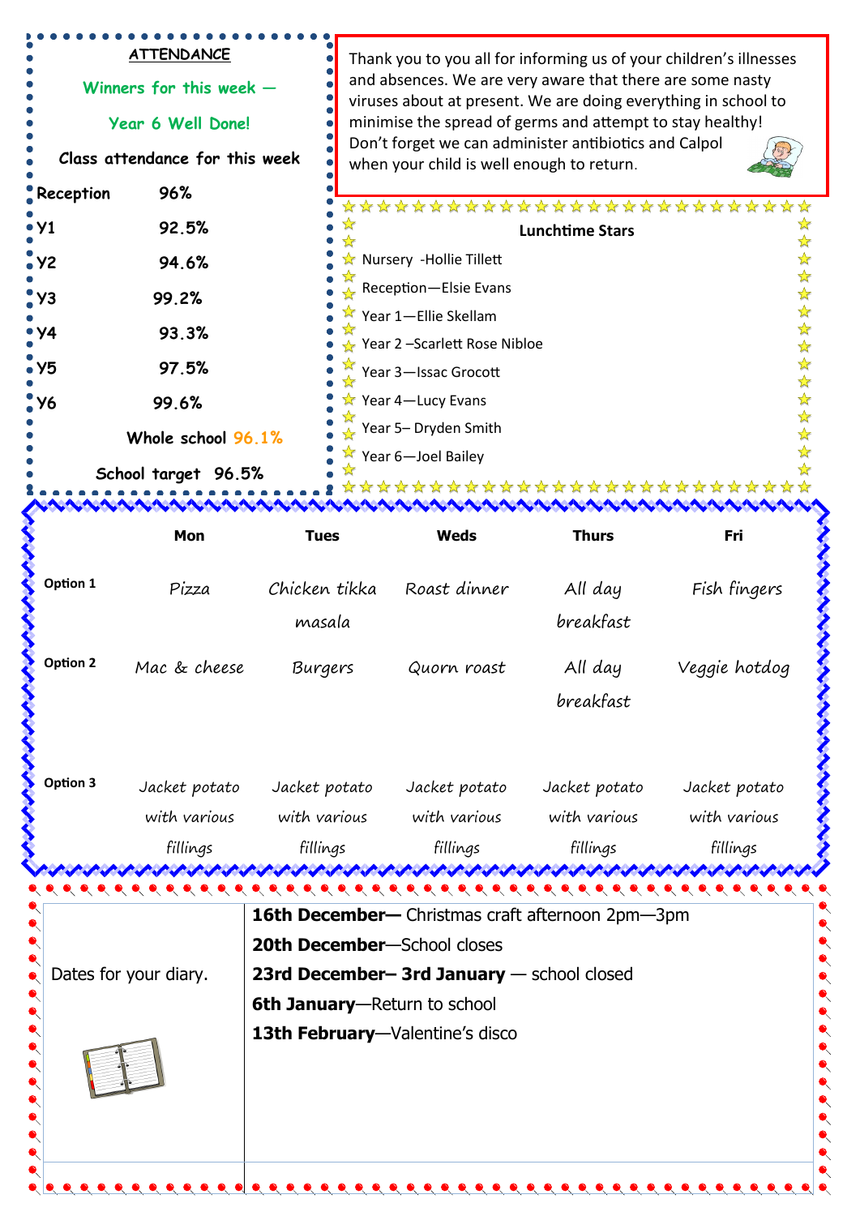## ATTENDANCE

**Winners for this week —**

**Year 6 Well Done!**

**Class attendance for this week**

| | |
|---|---|
| Reception | 96% |
| Y1 | 92.5% |
| Y2 | 94.6% |
| Y3 | 99.2% |
| Y4 | 93.3% |
| Y5 | 97.5% |
| Y6 | 99.6% |

**Whole school 96.1%**

**School target 96.5%**

Thank you to you all for informing us of your children's illnesses and absences. We are very aware that there are some nasty viruses about at present. We are doing everything in school to minimise the spread of germs and attempt to stay healthy! Don't forget we can administer antibiotics and Calpol when your child is well enough to return.

## Lunchtime Stars

- Nursery -Hollie Tillett
- Reception—Elsie Evans
- Year 1—Ellie Skellam
- Year 2 –Scarlett Rose Nibloe
- Year 3—Issac Grocott
- Year 4—Lucy Evans
- Year 5– Dryden Smith
- Year 6—Joel Bailey

| | Mon | Tues | Weds | Thurs | Fri |
|---|---|---|---|---|---|
| **Option 1** | Pizza | Chicken tikka masala | Roast dinner | All day breakfast | Fish fingers |
| **Option 2** | Mac & cheese | Burgers | Quorn roast | All day breakfast | Veggie hotdog |
| **Option 3** | Jacket potato with various fillings | Jacket potato with various fillings | Jacket potato with various fillings | Jacket potato with various fillings | Jacket potato with various fillings |

Dates for your diary.

**16th December—** Christmas craft afternoon 2pm—3pm

**20th December**—School closes

**23rd December– 3rd January** — school closed

**6th January**—Return to school

**13th February**—Valentine's disco